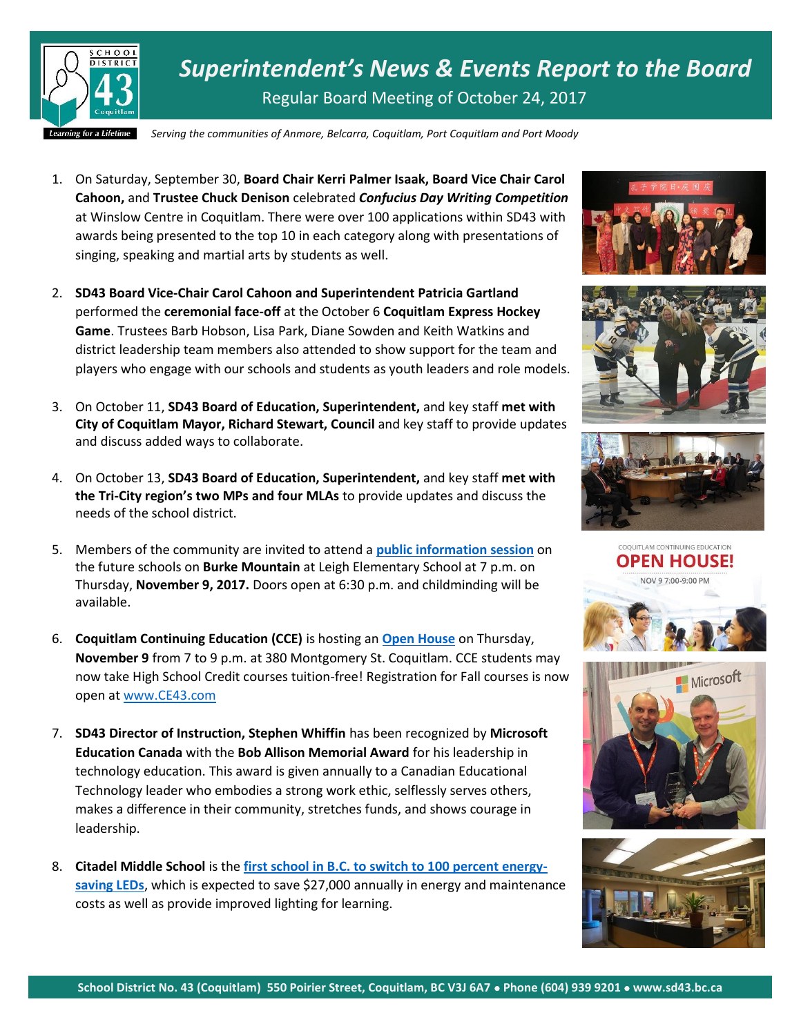# *Superintendent's News & Events Report to the Board*

Regular Board Meeting of October 24, 2017

*Serving the communities of Anmore, Belcarra, Coquitlam, Port Coquitlam and Port Moody*

1. On Saturday, September 30, **Board Chair Kerri Palmer Isaak, Board Vice Chair Carol Cahoon,** and **Trustee Chuck Denison** celebrated ***Confucius Day Writing Competition*** at Winslow Centre in Coquitlam. There were over 100 applications within SD43 with awards being presented to the top 10 in each category along with presentations of singing, speaking and martial arts by students as well.

2. **SD43 Board Vice-Chair Carol Cahoon and Superintendent Patricia Gartland** performed the **ceremonial face-off** at the October 6 **Coquitlam Express Hockey Game**. Trustees Barb Hobson, Lisa Park, Diane Sowden and Keith Watkins and district leadership team members also attended to show support for the team and players who engage with our schools and students as youth leaders and role models.

3. On October 11, **SD43 Board of Education, Superintendent,** and key staff **met with City of Coquitlam Mayor, Richard Stewart, Council** and key staff to provide updates and discuss added ways to collaborate.

4. On October 13, **SD43 Board of Education, Superintendent,** and key staff **met with the Tri-City region's two MPs and four MLAs** to provide updates and discuss the needs of the school district.

5. Members of the community are invited to attend a **public information session** on the future schools on **Burke Mountain** at Leigh Elementary School at 7 p.m. on Thursday, **November 9, 2017.** Doors open at 6:30 p.m. and childminding will be available.

6. **Coquitlam Continuing Education (CCE)** is hosting an **Open House** on Thursday, **November 9** from 7 to 9 p.m. at 380 Montgomery St. Coquitlam. CCE students may now take High School Credit courses tuition-free! Registration for Fall courses is now open at www.CE43.com

7. **SD43 Director of Instruction, Stephen Whiffin** has been recognized by **Microsoft Education Canada** with the **Bob Allison Memorial Award** for his leadership in technology education. This award is given annually to a Canadian Educational Technology leader who embodies a strong work ethic, selflessly serves others, makes a difference in their community, stretches funds, and shows courage in leadership.

8. **Citadel Middle School** is the **first school in B.C. to switch to 100 percent energy-saving LEDs**, which is expected to save $27,000 annually in energy and maintenance costs as well as provide improved lighting for learning.

COQUITLAM CONTINUING EDUCATION
**OPEN HOUSE!**
NOV 9 7:00-9:00 PM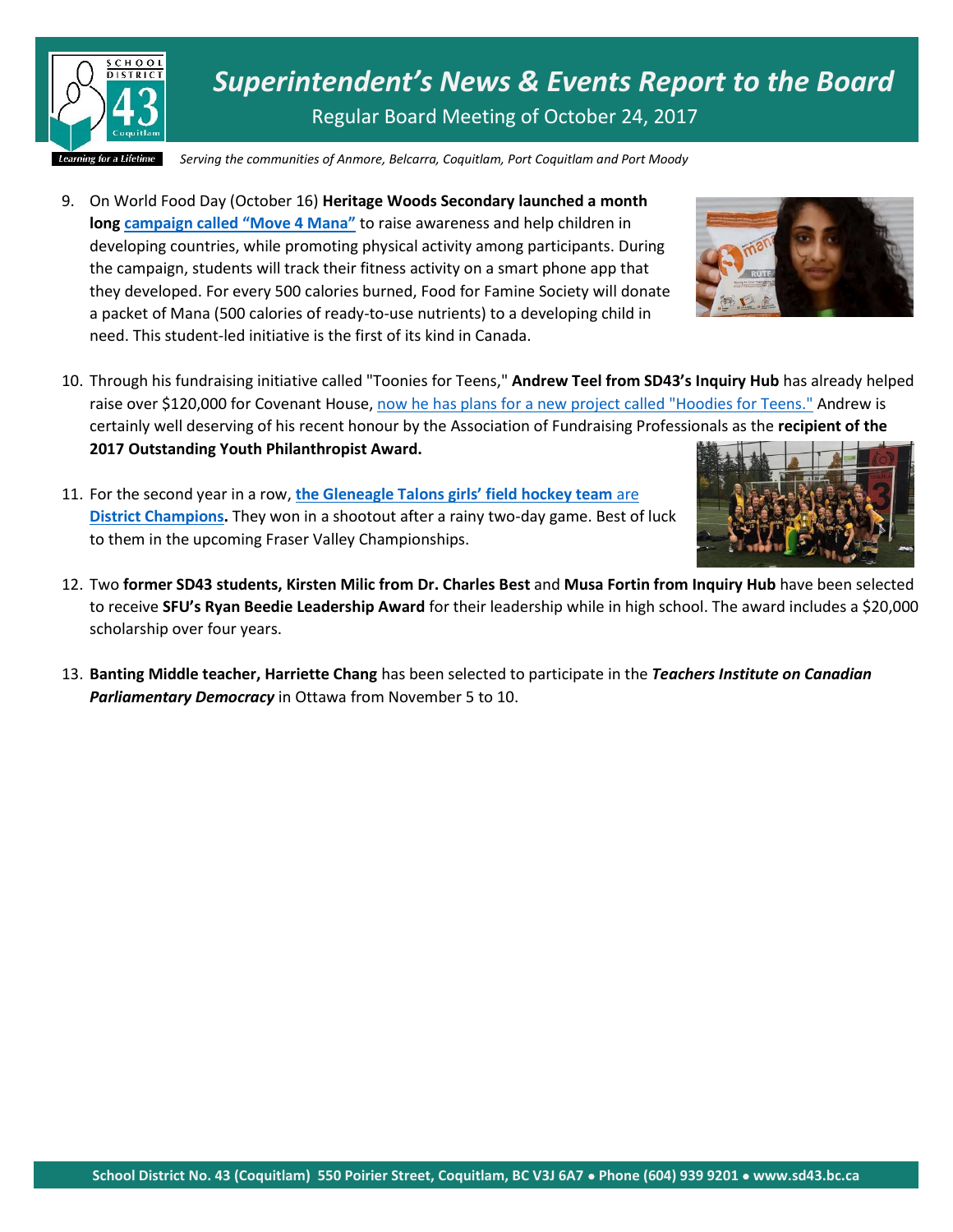9. On World Food Day (October 16) **Heritage Woods Secondary launched a month long campaign called "Move 4 Mana"** to raise awareness and help children in developing countries, while promoting physical activity among participants. During the campaign, students will track their fitness activity on a smart phone app that they developed. For every 500 calories burned, Food for Famine Society will donate a packet of Mana (500 calories of ready-to-use nutrients) to a developing child in need. This student-led initiative is the first of its kind in Canada.

10. Through his fundraising initiative called "Toonies for Teens," **Andrew Teel from SD43's Inquiry Hub** has already helped raise over $120,000 for Covenant House, now he has plans for a new project called "Hoodies for Teens." Andrew is certainly well deserving of his recent honour by the Association of Fundraising Professionals as the **recipient of the 2017 Outstanding Youth Philanthropist Award.**

11. For the second year in a row, **the Gleneagle Talons girls' field hockey team** are **District Champions.** They won in a shootout after a rainy two-day game. Best of luck to them in the upcoming Fraser Valley Championships.

12. Two **former SD43 students, Kirsten Milic from Dr. Charles Best** and **Musa Fortin from Inquiry Hub** have been selected to receive **SFU's Ryan Beedie Leadership Award** for their leadership while in high school. The award includes a $20,000 scholarship over four years.

13. **Banting Middle teacher, Harriette Chang** has been selected to participate in the ***Teachers Institute on Canadian Parliamentary Democracy*** in Ottawa from November 5 to 10.